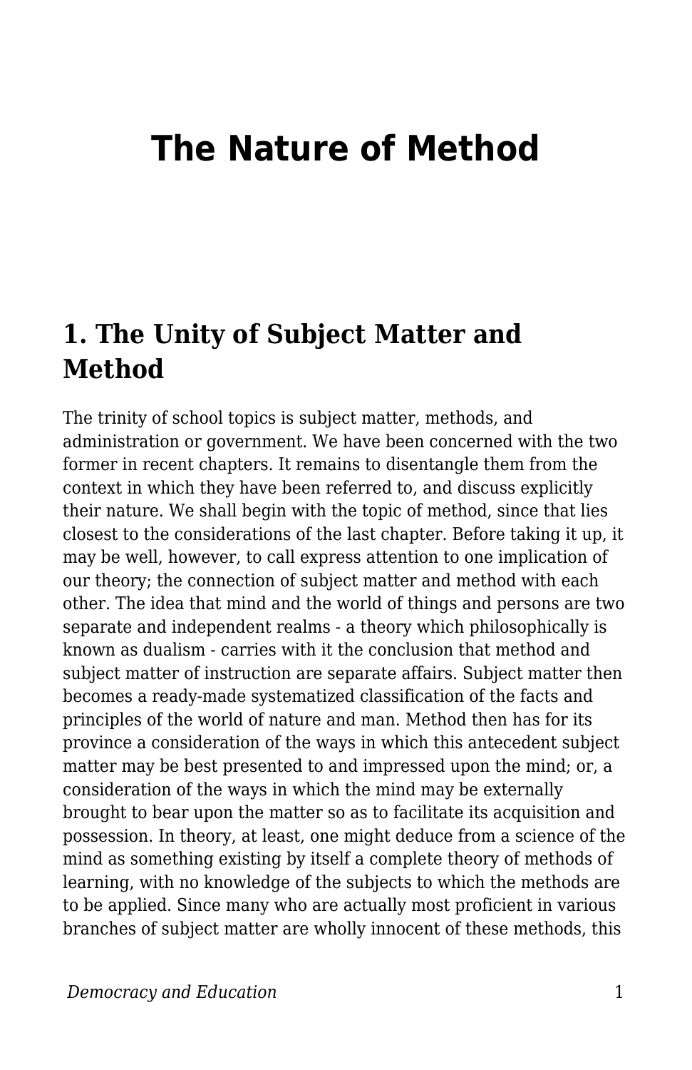# The Nature of Method

## 1. The Unity of Subject Matter and Method

The trinity of school topics is subject matter, methods, and administration or government. We have been concerned with the two former in recent chapters. It remains to disentangle them from the context in which they have been referred to, and discuss explicitly their nature. We shall begin with the topic of method, since that lies closest to the considerations of the last chapter. Before taking it up, it may be well, however, to call express attention to one implication of our theory; the connection of subject matter and method with each other. The idea that mind and the world of things and persons are two separate and independent realms - a theory which philosophically is known as dualism - carries with it the conclusion that method and subject matter of instruction are separate affairs. Subject matter then becomes a ready-made systematized classification of the facts and principles of the world of nature and man. Method then has for its province a consideration of the ways in which this antecedent subject matter may be best presented to and impressed upon the mind; or, a consideration of the ways in which the mind may be externally brought to bear upon the matter so as to facilitate its acquisition and possession. In theory, at least, one might deduce from a science of the mind as something existing by itself a complete theory of methods of learning, with no knowledge of the subjects to which the methods are to be applied. Since many who are actually most proficient in various branches of subject matter are wholly innocent of these methods, this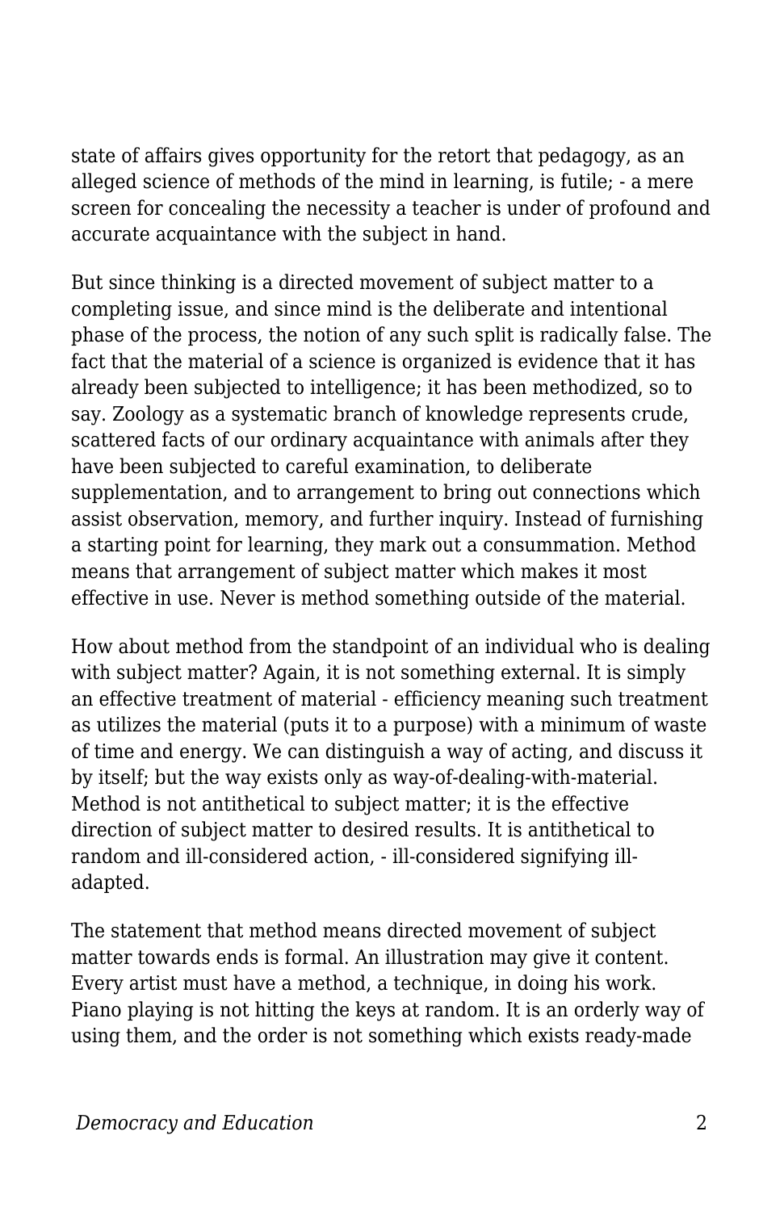state of affairs gives opportunity for the retort that pedagogy, as an alleged science of methods of the mind in learning, is futile; - a mere screen for concealing the necessity a teacher is under of profound and accurate acquaintance with the subject in hand.

But since thinking is a directed movement of subject matter to a completing issue, and since mind is the deliberate and intentional phase of the process, the notion of any such split is radically false. The fact that the material of a science is organized is evidence that it has already been subjected to intelligence; it has been methodized, so to say. Zoology as a systematic branch of knowledge represents crude, scattered facts of our ordinary acquaintance with animals after they have been subjected to careful examination, to deliberate supplementation, and to arrangement to bring out connections which assist observation, memory, and further inquiry. Instead of furnishing a starting point for learning, they mark out a consummation. Method means that arrangement of subject matter which makes it most effective in use. Never is method something outside of the material.

How about method from the standpoint of an individual who is dealing with subject matter? Again, it is not something external. It is simply an effective treatment of material - efficiency meaning such treatment as utilizes the material (puts it to a purpose) with a minimum of waste of time and energy. We can distinguish a way of acting, and discuss it by itself; but the way exists only as way-of-dealing-with-material. Method is not antithetical to subject matter; it is the effective direction of subject matter to desired results. It is antithetical to random and ill-considered action, - ill-considered signifying ill-adapted.

The statement that method means directed movement of subject matter towards ends is formal. An illustration may give it content. Every artist must have a method, a technique, in doing his work. Piano playing is not hitting the keys at random. It is an orderly way of using them, and the order is not something which exists ready-made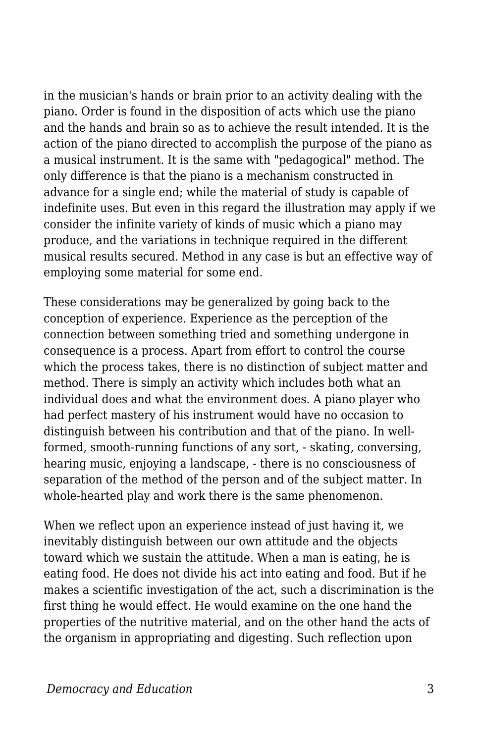in the musician's hands or brain prior to an activity dealing with the piano. Order is found in the disposition of acts which use the piano and the hands and brain so as to achieve the result intended. It is the action of the piano directed to accomplish the purpose of the piano as a musical instrument. It is the same with "pedagogical" method. The only difference is that the piano is a mechanism constructed in advance for a single end; while the material of study is capable of indefinite uses. But even in this regard the illustration may apply if we consider the infinite variety of kinds of music which a piano may produce, and the variations in technique required in the different musical results secured. Method in any case is but an effective way of employing some material for some end.

These considerations may be generalized by going back to the conception of experience. Experience as the perception of the connection between something tried and something undergone in consequence is a process. Apart from effort to control the course which the process takes, there is no distinction of subject matter and method. There is simply an activity which includes both what an individual does and what the environment does. A piano player who had perfect mastery of his instrument would have no occasion to distinguish between his contribution and that of the piano. In well-formed, smooth-running functions of any sort, - skating, conversing, hearing music, enjoying a landscape, - there is no consciousness of separation of the method of the person and of the subject matter. In whole-hearted play and work there is the same phenomenon.

When we reflect upon an experience instead of just having it, we inevitably distinguish between our own attitude and the objects toward which we sustain the attitude. When a man is eating, he is eating food. He does not divide his act into eating and food. But if he makes a scientific investigation of the act, such a discrimination is the first thing he would effect. He would examine on the one hand the properties of the nutritive material, and on the other hand the acts of the organism in appropriating and digesting. Such reflection upon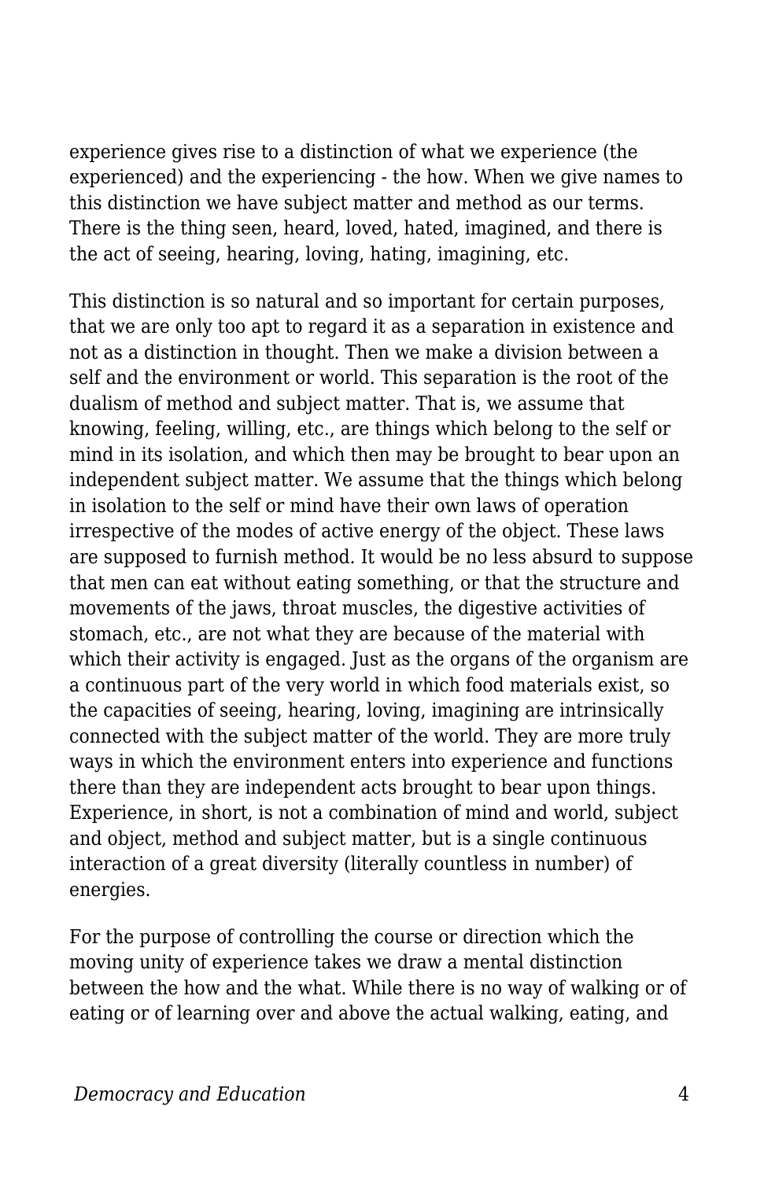experience gives rise to a distinction of what we experience (the experienced) and the experiencing - the how. When we give names to this distinction we have subject matter and method as our terms. There is the thing seen, heard, loved, hated, imagined, and there is the act of seeing, hearing, loving, hating, imagining, etc.

This distinction is so natural and so important for certain purposes, that we are only too apt to regard it as a separation in existence and not as a distinction in thought. Then we make a division between a self and the environment or world. This separation is the root of the dualism of method and subject matter. That is, we assume that knowing, feeling, willing, etc., are things which belong to the self or mind in its isolation, and which then may be brought to bear upon an independent subject matter. We assume that the things which belong in isolation to the self or mind have their own laws of operation irrespective of the modes of active energy of the object. These laws are supposed to furnish method. It would be no less absurd to suppose that men can eat without eating something, or that the structure and movements of the jaws, throat muscles, the digestive activities of stomach, etc., are not what they are because of the material with which their activity is engaged. Just as the organs of the organism are a continuous part of the very world in which food materials exist, so the capacities of seeing, hearing, loving, imagining are intrinsically connected with the subject matter of the world. They are more truly ways in which the environment enters into experience and functions there than they are independent acts brought to bear upon things. Experience, in short, is not a combination of mind and world, subject and object, method and subject matter, but is a single continuous interaction of a great diversity (literally countless in number) of energies.

For the purpose of controlling the course or direction which the moving unity of experience takes we draw a mental distinction between the how and the what. While there is no way of walking or of eating or of learning over and above the actual walking, eating, and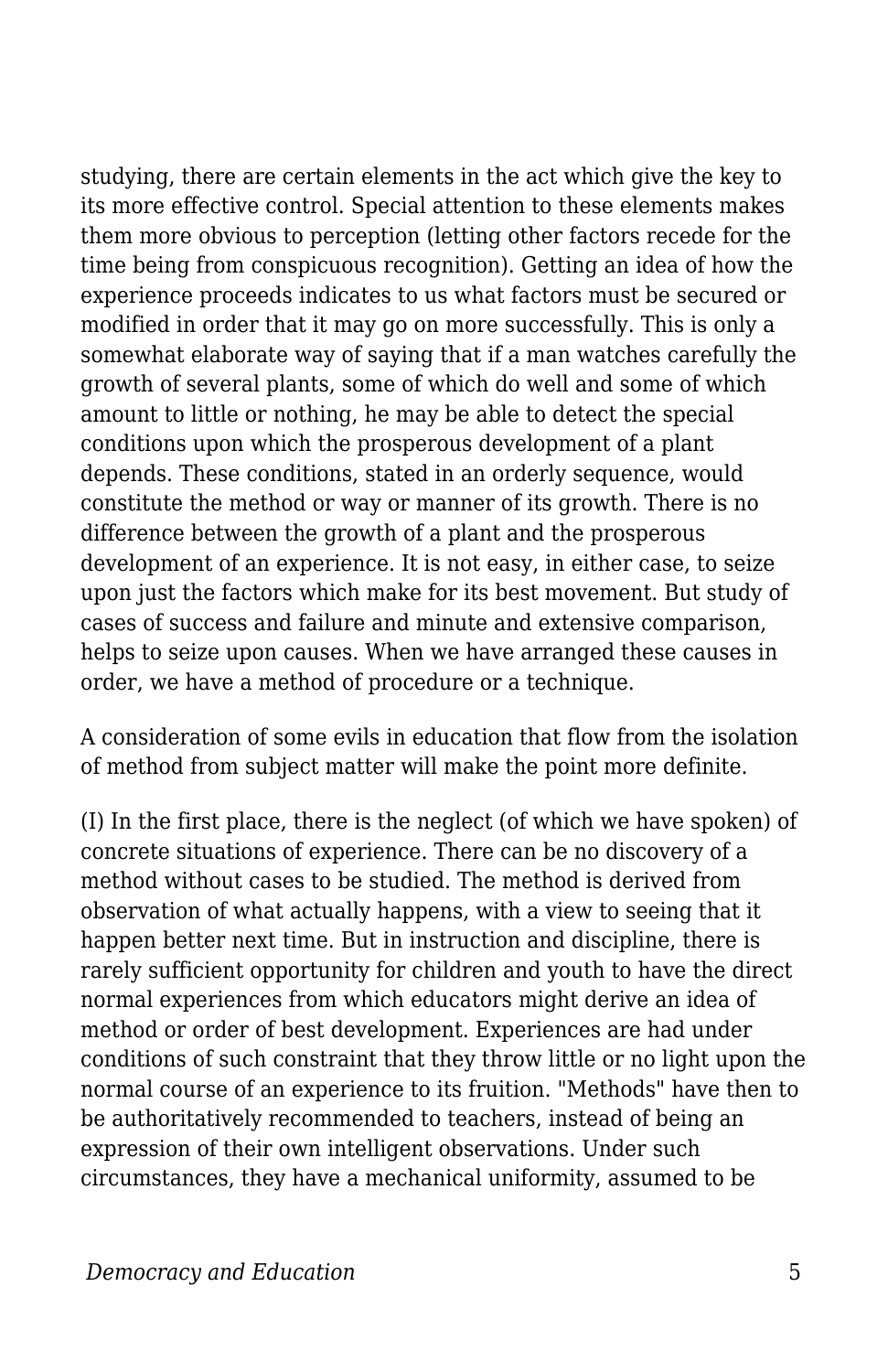studying, there are certain elements in the act which give the key to its more effective control. Special attention to these elements makes them more obvious to perception (letting other factors recede for the time being from conspicuous recognition). Getting an idea of how the experience proceeds indicates to us what factors must be secured or modified in order that it may go on more successfully. This is only a somewhat elaborate way of saying that if a man watches carefully the growth of several plants, some of which do well and some of which amount to little or nothing, he may be able to detect the special conditions upon which the prosperous development of a plant depends. These conditions, stated in an orderly sequence, would constitute the method or way or manner of its growth. There is no difference between the growth of a plant and the prosperous development of an experience. It is not easy, in either case, to seize upon just the factors which make for its best movement. But study of cases of success and failure and minute and extensive comparison, helps to seize upon causes. When we have arranged these causes in order, we have a method of procedure or a technique.

A consideration of some evils in education that flow from the isolation of method from subject matter will make the point more definite.

(I) In the first place, there is the neglect (of which we have spoken) of concrete situations of experience. There can be no discovery of a method without cases to be studied. The method is derived from observation of what actually happens, with a view to seeing that it happen better next time. But in instruction and discipline, there is rarely sufficient opportunity for children and youth to have the direct normal experiences from which educators might derive an idea of method or order of best development. Experiences are had under conditions of such constraint that they throw little or no light upon the normal course of an experience to its fruition. "Methods" have then to be authoritatively recommended to teachers, instead of being an expression of their own intelligent observations. Under such circumstances, they have a mechanical uniformity, assumed to be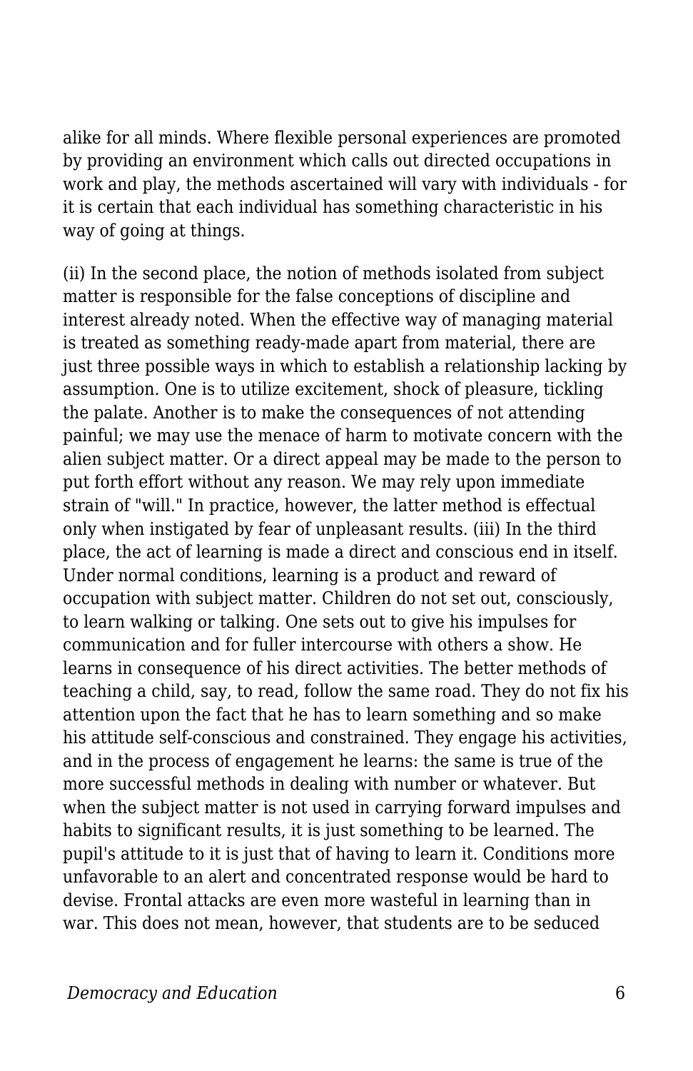alike for all minds. Where flexible personal experiences are promoted by providing an environment which calls out directed occupations in work and play, the methods ascertained will vary with individuals - for it is certain that each individual has something characteristic in his way of going at things.

(ii) In the second place, the notion of methods isolated from subject matter is responsible for the false conceptions of discipline and interest already noted. When the effective way of managing material is treated as something ready-made apart from material, there are just three possible ways in which to establish a relationship lacking by assumption. One is to utilize excitement, shock of pleasure, tickling the palate. Another is to make the consequences of not attending painful; we may use the menace of harm to motivate concern with the alien subject matter. Or a direct appeal may be made to the person to put forth effort without any reason. We may rely upon immediate strain of "will." In practice, however, the latter method is effectual only when instigated by fear of unpleasant results. (iii) In the third place, the act of learning is made a direct and conscious end in itself. Under normal conditions, learning is a product and reward of occupation with subject matter. Children do not set out, consciously, to learn walking or talking. One sets out to give his impulses for communication and for fuller intercourse with others a show. He learns in consequence of his direct activities. The better methods of teaching a child, say, to read, follow the same road. They do not fix his attention upon the fact that he has to learn something and so make his attitude self-conscious and constrained. They engage his activities, and in the process of engagement he learns: the same is true of the more successful methods in dealing with number or whatever. But when the subject matter is not used in carrying forward impulses and habits to significant results, it is just something to be learned. The pupil's attitude to it is just that of having to learn it. Conditions more unfavorable to an alert and concentrated response would be hard to devise. Frontal attacks are even more wasteful in learning than in war. This does not mean, however, that students are to be seduced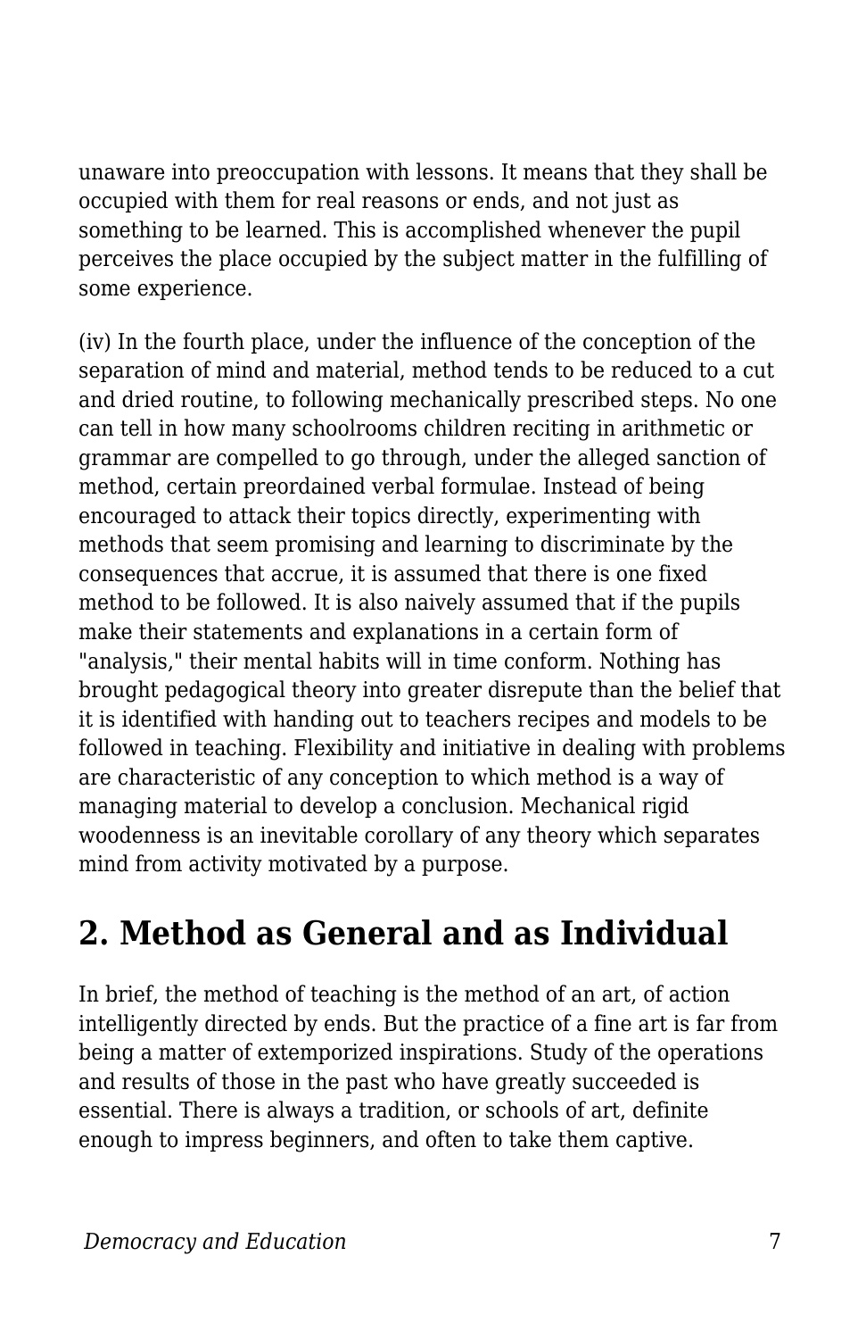unaware into preoccupation with lessons. It means that they shall be occupied with them for real reasons or ends, and not just as something to be learned. This is accomplished whenever the pupil perceives the place occupied by the subject matter in the fulfilling of some experience.

(iv) In the fourth place, under the influence of the conception of the separation of mind and material, method tends to be reduced to a cut and dried routine, to following mechanically prescribed steps. No one can tell in how many schoolrooms children reciting in arithmetic or grammar are compelled to go through, under the alleged sanction of method, certain preordained verbal formulae. Instead of being encouraged to attack their topics directly, experimenting with methods that seem promising and learning to discriminate by the consequences that accrue, it is assumed that there is one fixed method to be followed. It is also naively assumed that if the pupils make their statements and explanations in a certain form of "analysis," their mental habits will in time conform. Nothing has brought pedagogical theory into greater disrepute than the belief that it is identified with handing out to teachers recipes and models to be followed in teaching. Flexibility and initiative in dealing with problems are characteristic of any conception to which method is a way of managing material to develop a conclusion. Mechanical rigid woodenness is an inevitable corollary of any theory which separates mind from activity motivated by a purpose.

## 2. Method as General and as Individual

In brief, the method of teaching is the method of an art, of action intelligently directed by ends. But the practice of a fine art is far from being a matter of extemporized inspirations. Study of the operations and results of those in the past who have greatly succeeded is essential. There is always a tradition, or schools of art, definite enough to impress beginners, and often to take them captive.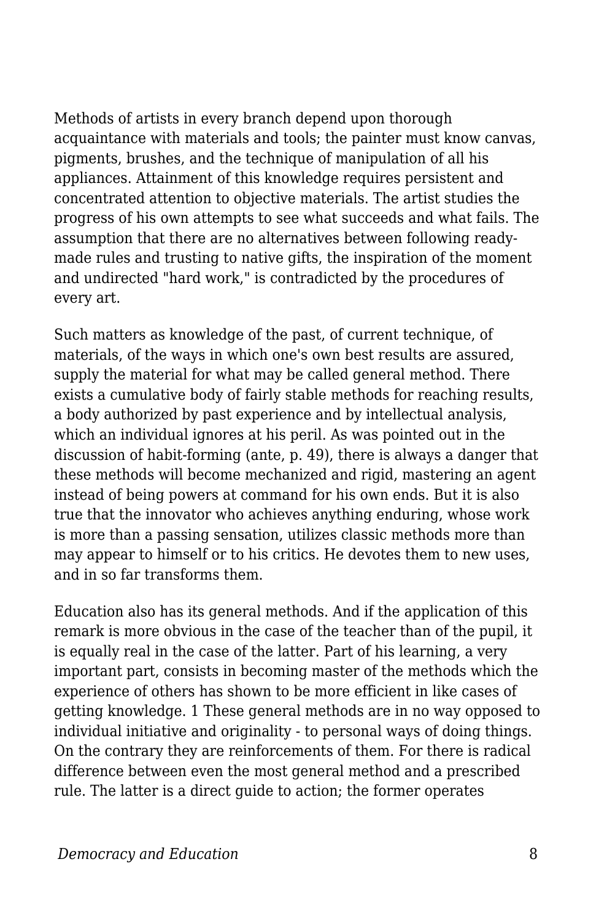Methods of artists in every branch depend upon thorough acquaintance with materials and tools; the painter must know canvas, pigments, brushes, and the technique of manipulation of all his appliances. Attainment of this knowledge requires persistent and concentrated attention to objective materials. The artist studies the progress of his own attempts to see what succeeds and what fails. The assumption that there are no alternatives between following ready-made rules and trusting to native gifts, the inspiration of the moment and undirected "hard work," is contradicted by the procedures of every art.

Such matters as knowledge of the past, of current technique, of materials, of the ways in which one's own best results are assured, supply the material for what may be called general method. There exists a cumulative body of fairly stable methods for reaching results, a body authorized by past experience and by intellectual analysis, which an individual ignores at his peril. As was pointed out in the discussion of habit-forming (ante, p. 49), there is always a danger that these methods will become mechanized and rigid, mastering an agent instead of being powers at command for his own ends. But it is also true that the innovator who achieves anything enduring, whose work is more than a passing sensation, utilizes classic methods more than may appear to himself or to his critics. He devotes them to new uses, and in so far transforms them.

Education also has its general methods. And if the application of this remark is more obvious in the case of the teacher than of the pupil, it is equally real in the case of the latter. Part of his learning, a very important part, consists in becoming master of the methods which the experience of others has shown to be more efficient in like cases of getting knowledge. [1] These general methods are in no way opposed to individual initiative and originality - to personal ways of doing things. On the contrary they are reinforcements of them. For there is radical difference between even the most general method and a prescribed rule. The latter is a direct guide to action; the former operates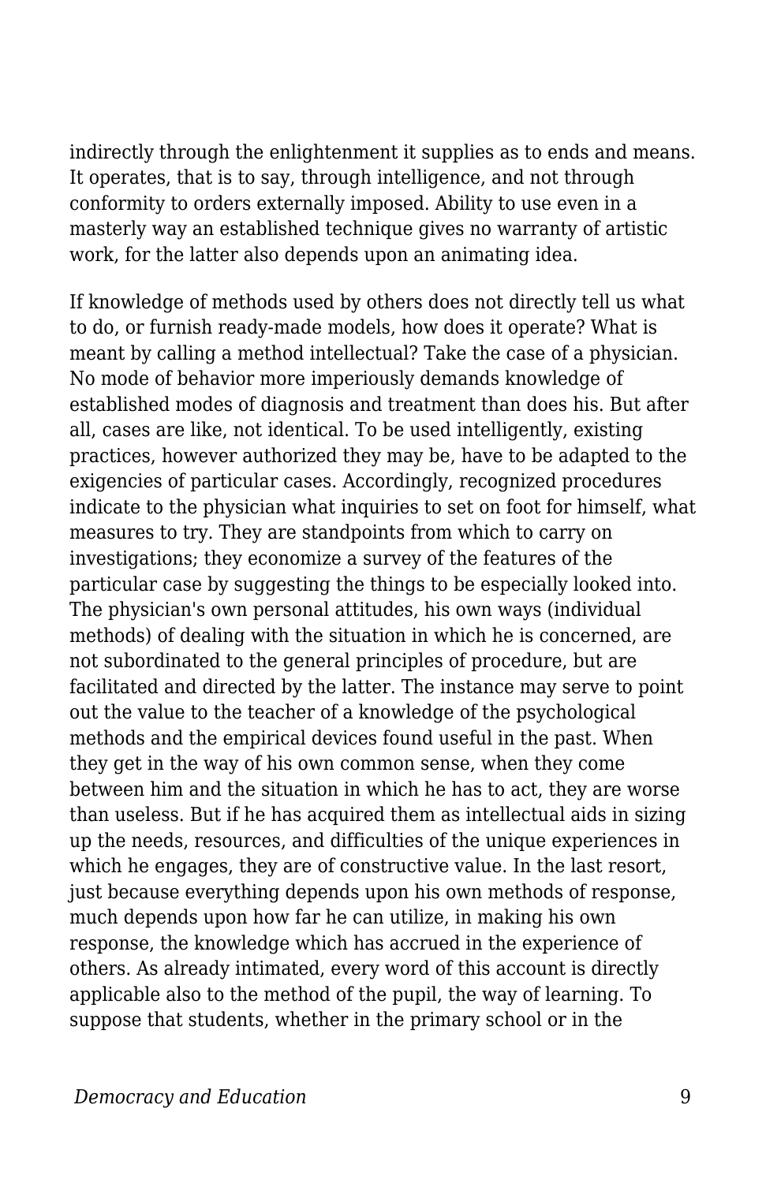indirectly through the enlightenment it supplies as to ends and means. It operates, that is to say, through intelligence, and not through conformity to orders externally imposed. Ability to use even in a masterly way an established technique gives no warranty of artistic work, for the latter also depends upon an animating idea.

If knowledge of methods used by others does not directly tell us what to do, or furnish ready-made models, how does it operate? What is meant by calling a method intellectual? Take the case of a physician. No mode of behavior more imperiously demands knowledge of established modes of diagnosis and treatment than does his. But after all, cases are like, not identical. To be used intelligently, existing practices, however authorized they may be, have to be adapted to the exigencies of particular cases. Accordingly, recognized procedures indicate to the physician what inquiries to set on foot for himself, what measures to try. They are standpoints from which to carry on investigations; they economize a survey of the features of the particular case by suggesting the things to be especially looked into. The physician's own personal attitudes, his own ways (individual methods) of dealing with the situation in which he is concerned, are not subordinated to the general principles of procedure, but are facilitated and directed by the latter. The instance may serve to point out the value to the teacher of a knowledge of the psychological methods and the empirical devices found useful in the past. When they get in the way of his own common sense, when they come between him and the situation in which he has to act, they are worse than useless. But if he has acquired them as intellectual aids in sizing up the needs, resources, and difficulties of the unique experiences in which he engages, they are of constructive value. In the last resort, just because everything depends upon his own methods of response, much depends upon how far he can utilize, in making his own response, the knowledge which has accrued in the experience of others. As already intimated, every word of this account is directly applicable also to the method of the pupil, the way of learning. To suppose that students, whether in the primary school or in the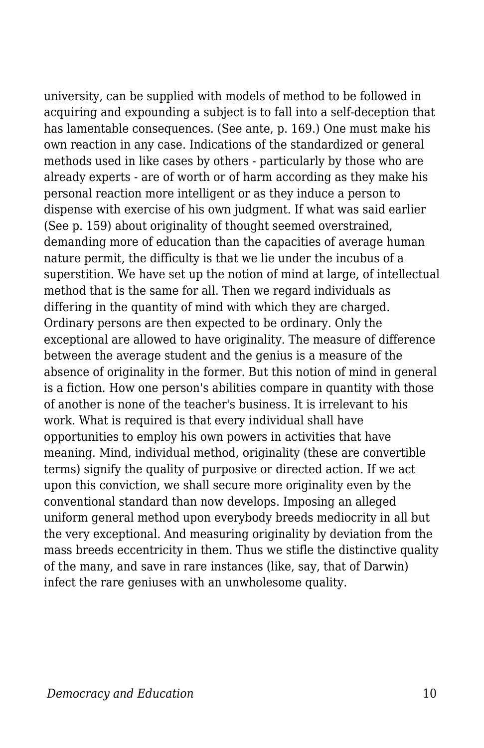university, can be supplied with models of method to be followed in acquiring and expounding a subject is to fall into a self-deception that has lamentable consequences. (See ante, p. 169.) One must make his own reaction in any case. Indications of the standardized or general methods used in like cases by others - particularly by those who are already experts - are of worth or of harm according as they make his personal reaction more intelligent or as they induce a person to dispense with exercise of his own judgment. If what was said earlier (See p. 159) about originality of thought seemed overstrained, demanding more of education than the capacities of average human nature permit, the difficulty is that we lie under the incubus of a superstition. We have set up the notion of mind at large, of intellectual method that is the same for all. Then we regard individuals as differing in the quantity of mind with which they are charged. Ordinary persons are then expected to be ordinary. Only the exceptional are allowed to have originality. The measure of difference between the average student and the genius is a measure of the absence of originality in the former. But this notion of mind in general is a fiction. How one person's abilities compare in quantity with those of another is none of the teacher's business. It is irrelevant to his work. What is required is that every individual shall have opportunities to employ his own powers in activities that have meaning. Mind, individual method, originality (these are convertible terms) signify the quality of purposive or directed action. If we act upon this conviction, we shall secure more originality even by the conventional standard than now develops. Imposing an alleged uniform general method upon everybody breeds mediocrity in all but the very exceptional. And measuring originality by deviation from the mass breeds eccentricity in them. Thus we stifle the distinctive quality of the many, and save in rare instances (like, say, that of Darwin) infect the rare geniuses with an unwholesome quality.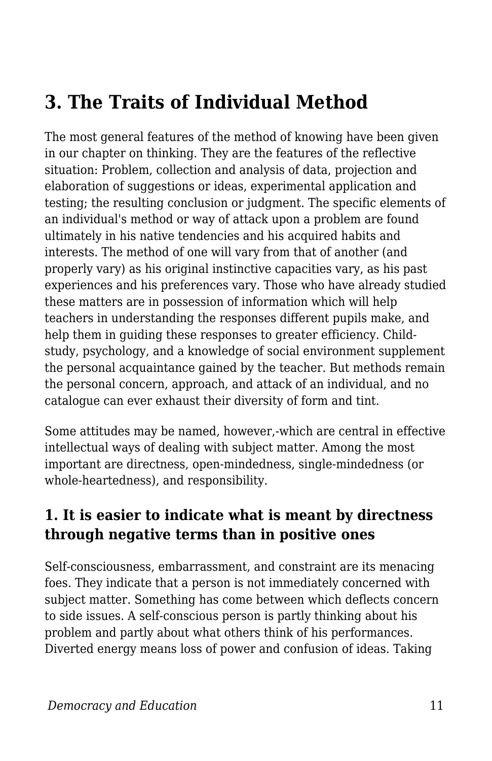## 3. The Traits of Individual Method

The most general features of the method of knowing have been given in our chapter on thinking. They are the features of the reflective situation: Problem, collection and analysis of data, projection and elaboration of suggestions or ideas, experimental application and testing; the resulting conclusion or judgment. The specific elements of an individual's method or way of attack upon a problem are found ultimately in his native tendencies and his acquired habits and interests. The method of one will vary from that of another (and properly vary) as his original instinctive capacities vary, as his past experiences and his preferences vary. Those who have already studied these matters are in possession of information which will help teachers in understanding the responses different pupils make, and help them in guiding these responses to greater efficiency. Child-study, psychology, and a knowledge of social environment supplement the personal acquaintance gained by the teacher. But methods remain the personal concern, approach, and attack of an individual, and no catalogue can ever exhaust their diversity of form and tint.

Some attitudes may be named, however,-which are central in effective intellectual ways of dealing with subject matter. Among the most important are directness, open-mindedness, single-mindedness (or whole-heartedness), and responsibility.

### 1. It is easier to indicate what is meant by directness through negative terms than in positive ones

Self-consciousness, embarrassment, and constraint are its menacing foes. They indicate that a person is not immediately concerned with subject matter. Something has come between which deflects concern to side issues. A self-conscious person is partly thinking about his problem and partly about what others think of his performances. Diverted energy means loss of power and confusion of ideas. Taking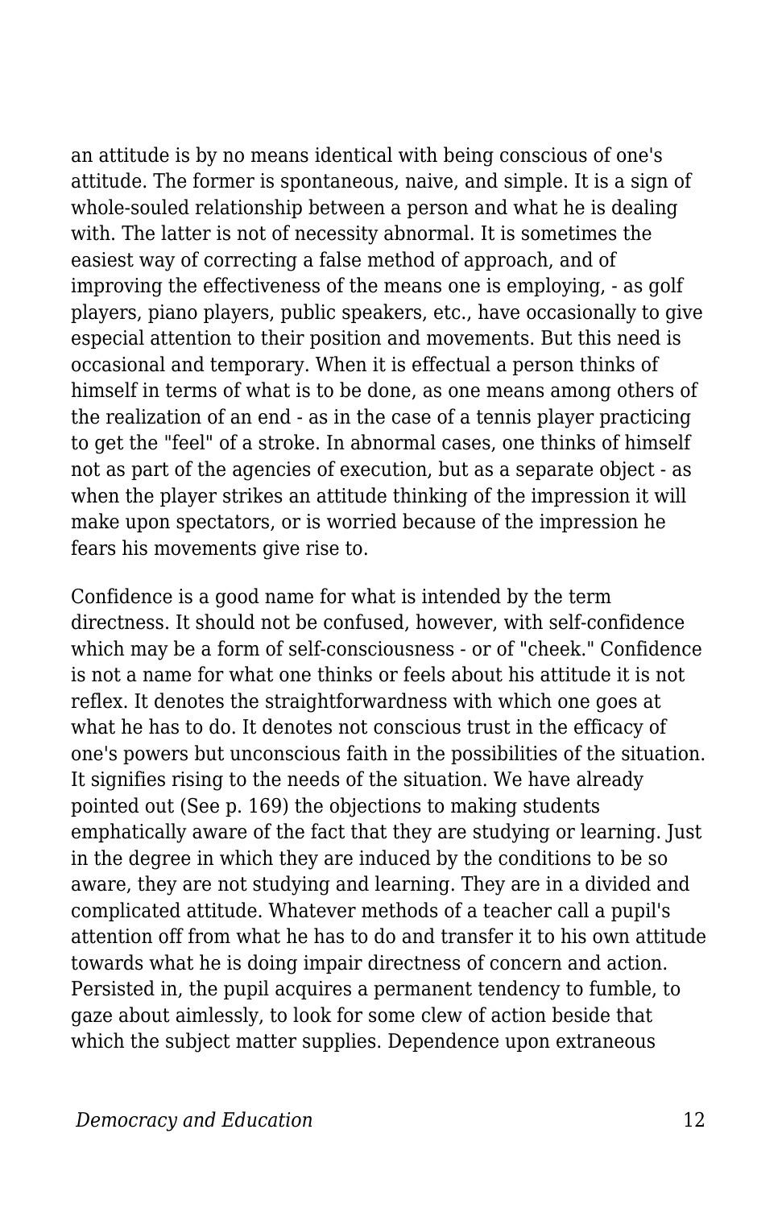an attitude is by no means identical with being conscious of one's attitude. The former is spontaneous, naive, and simple. It is a sign of whole-souled relationship between a person and what he is dealing with. The latter is not of necessity abnormal. It is sometimes the easiest way of correcting a false method of approach, and of improving the effectiveness of the means one is employing, - as golf players, piano players, public speakers, etc., have occasionally to give especial attention to their position and movements. But this need is occasional and temporary. When it is effectual a person thinks of himself in terms of what is to be done, as one means among others of the realization of an end - as in the case of a tennis player practicing to get the "feel" of a stroke. In abnormal cases, one thinks of himself not as part of the agencies of execution, but as a separate object - as when the player strikes an attitude thinking of the impression it will make upon spectators, or is worried because of the impression he fears his movements give rise to.

Confidence is a good name for what is intended by the term directness. It should not be confused, however, with self-confidence which may be a form of self-consciousness - or of "cheek." Confidence is not a name for what one thinks or feels about his attitude it is not reflex. It denotes the straightforwardness with which one goes at what he has to do. It denotes not conscious trust in the efficacy of one's powers but unconscious faith in the possibilities of the situation. It signifies rising to the needs of the situation. We have already pointed out (See p. 169) the objections to making students emphatically aware of the fact that they are studying or learning. Just in the degree in which they are induced by the conditions to be so aware, they are not studying and learning. They are in a divided and complicated attitude. Whatever methods of a teacher call a pupil's attention off from what he has to do and transfer it to his own attitude towards what he is doing impair directness of concern and action. Persisted in, the pupil acquires a permanent tendency to fumble, to gaze about aimlessly, to look for some clew of action beside that which the subject matter supplies. Dependence upon extraneous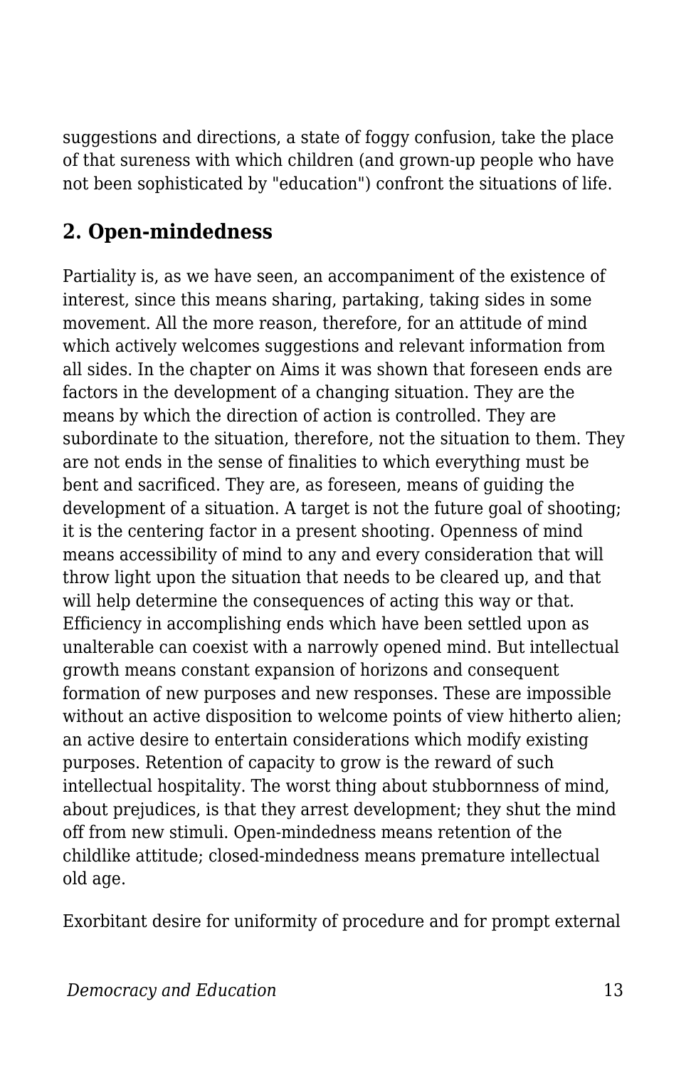suggestions and directions, a state of foggy confusion, take the place of that sureness with which children (and grown-up people who have not been sophisticated by "education") confront the situations of life.

## 2. Open-mindedness

Partiality is, as we have seen, an accompaniment of the existence of interest, since this means sharing, partaking, taking sides in some movement. All the more reason, therefore, for an attitude of mind which actively welcomes suggestions and relevant information from all sides. In the chapter on Aims it was shown that foreseen ends are factors in the development of a changing situation. They are the means by which the direction of action is controlled. They are subordinate to the situation, therefore, not the situation to them. They are not ends in the sense of finalities to which everything must be bent and sacrificed. They are, as foreseen, means of guiding the development of a situation. A target is not the future goal of shooting; it is the centering factor in a present shooting. Openness of mind means accessibility of mind to any and every consideration that will throw light upon the situation that needs to be cleared up, and that will help determine the consequences of acting this way or that. Efficiency in accomplishing ends which have been settled upon as unalterable can coexist with a narrowly opened mind. But intellectual growth means constant expansion of horizons and consequent formation of new purposes and new responses. These are impossible without an active disposition to welcome points of view hitherto alien; an active desire to entertain considerations which modify existing purposes. Retention of capacity to grow is the reward of such intellectual hospitality. The worst thing about stubbornness of mind, about prejudices, is that they arrest development; they shut the mind off from new stimuli. Open-mindedness means retention of the childlike attitude; closed-mindedness means premature intellectual old age.

Exorbitant desire for uniformity of procedure and for prompt external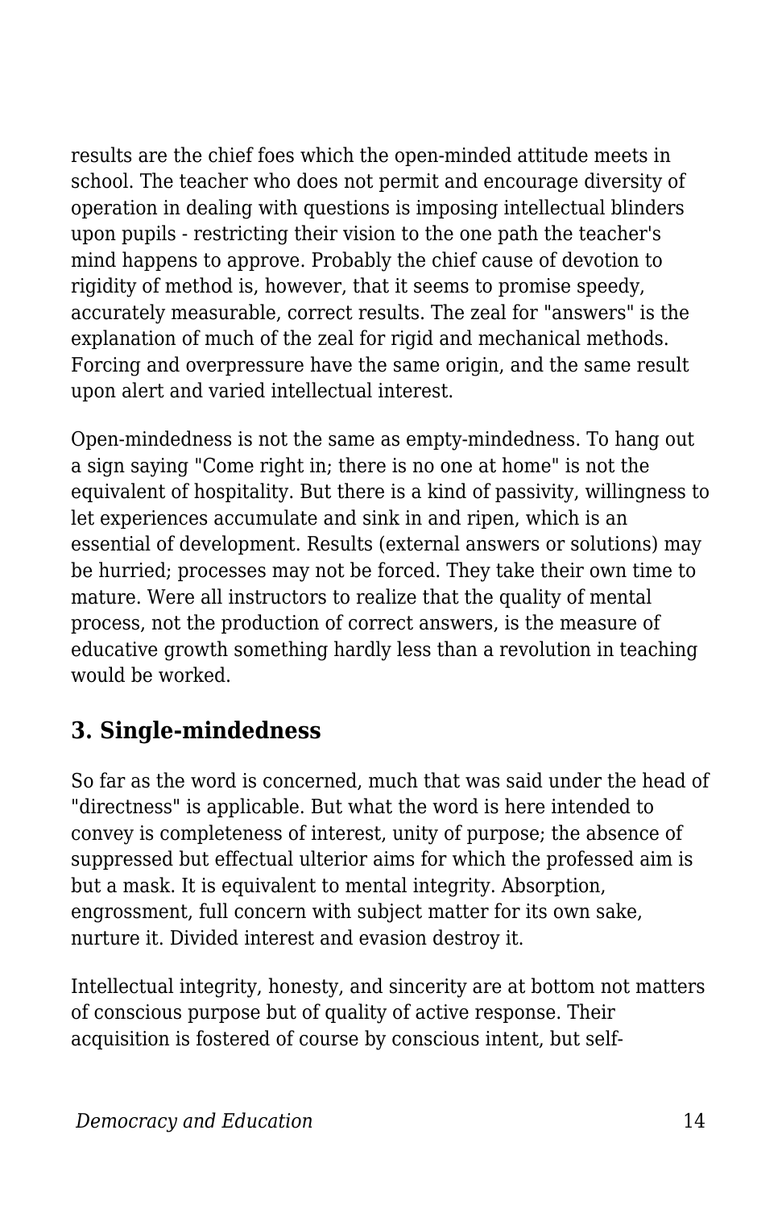results are the chief foes which the open-minded attitude meets in school. The teacher who does not permit and encourage diversity of operation in dealing with questions is imposing intellectual blinders upon pupils - restricting their vision to the one path the teacher's mind happens to approve. Probably the chief cause of devotion to rigidity of method is, however, that it seems to promise speedy, accurately measurable, correct results. The zeal for "answers" is the explanation of much of the zeal for rigid and mechanical methods. Forcing and overpressure have the same origin, and the same result upon alert and varied intellectual interest.

Open-mindedness is not the same as empty-mindedness. To hang out a sign saying "Come right in; there is no one at home" is not the equivalent of hospitality. But there is a kind of passivity, willingness to let experiences accumulate and sink in and ripen, which is an essential of development. Results (external answers or solutions) may be hurried; processes may not be forced. They take their own time to mature. Were all instructors to realize that the quality of mental process, not the production of correct answers, is the measure of educative growth something hardly less than a revolution in teaching would be worked.

## 3. Single-mindedness

So far as the word is concerned, much that was said under the head of "directness" is applicable. But what the word is here intended to convey is completeness of interest, unity of purpose; the absence of suppressed but effectual ulterior aims for which the professed aim is but a mask. It is equivalent to mental integrity. Absorption, engrossment, full concern with subject matter for its own sake, nurture it. Divided interest and evasion destroy it.

Intellectual integrity, honesty, and sincerity are at bottom not matters of conscious purpose but of quality of active response. Their acquisition is fostered of course by conscious intent, but self-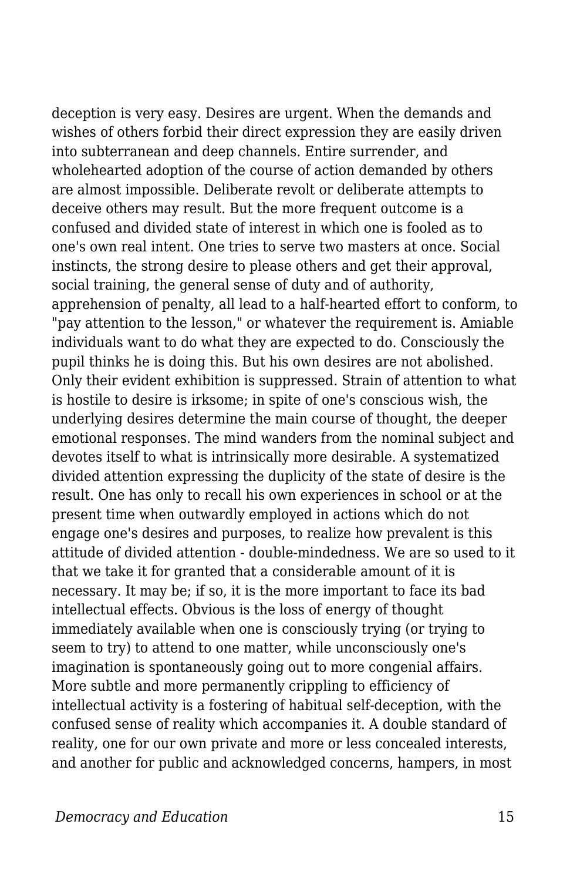deception is very easy. Desires are urgent. When the demands and wishes of others forbid their direct expression they are easily driven into subterranean and deep channels. Entire surrender, and wholehearted adoption of the course of action demanded by others are almost impossible. Deliberate revolt or deliberate attempts to deceive others may result. But the more frequent outcome is a confused and divided state of interest in which one is fooled as to one's own real intent. One tries to serve two masters at once. Social instincts, the strong desire to please others and get their approval, social training, the general sense of duty and of authority, apprehension of penalty, all lead to a half-hearted effort to conform, to "pay attention to the lesson," or whatever the requirement is. Amiable individuals want to do what they are expected to do. Consciously the pupil thinks he is doing this. But his own desires are not abolished. Only their evident exhibition is suppressed. Strain of attention to what is hostile to desire is irksome; in spite of one's conscious wish, the underlying desires determine the main course of thought, the deeper emotional responses. The mind wanders from the nominal subject and devotes itself to what is intrinsically more desirable. A systematized divided attention expressing the duplicity of the state of desire is the result. One has only to recall his own experiences in school or at the present time when outwardly employed in actions which do not engage one's desires and purposes, to realize how prevalent is this attitude of divided attention - double-mindedness. We are so used to it that we take it for granted that a considerable amount of it is necessary. It may be; if so, it is the more important to face its bad intellectual effects. Obvious is the loss of energy of thought immediately available when one is consciously trying (or trying to seem to try) to attend to one matter, while unconsciously one's imagination is spontaneously going out to more congenial affairs. More subtle and more permanently crippling to efficiency of intellectual activity is a fostering of habitual self-deception, with the confused sense of reality which accompanies it. A double standard of reality, one for our own private and more or less concealed interests, and another for public and acknowledged concerns, hampers, in most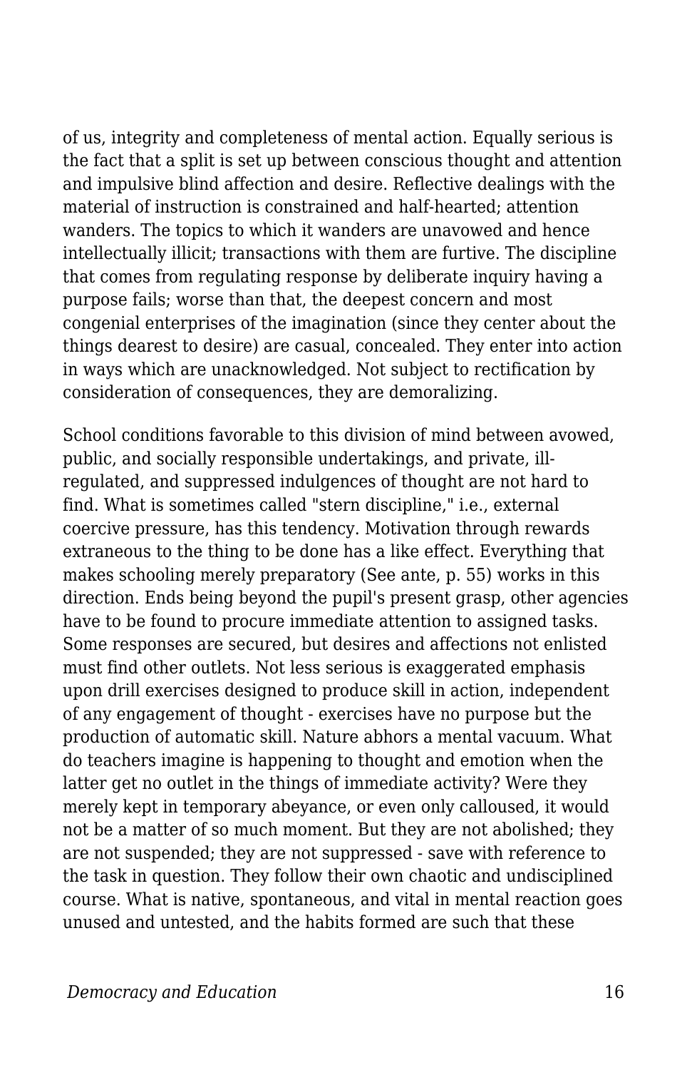of us, integrity and completeness of mental action. Equally serious is the fact that a split is set up between conscious thought and attention and impulsive blind affection and desire. Reflective dealings with the material of instruction is constrained and half-hearted; attention wanders. The topics to which it wanders are unavowed and hence intellectually illicit; transactions with them are furtive. The discipline that comes from regulating response by deliberate inquiry having a purpose fails; worse than that, the deepest concern and most congenial enterprises of the imagination (since they center about the things dearest to desire) are casual, concealed. They enter into action in ways which are unacknowledged. Not subject to rectification by consideration of consequences, they are demoralizing.

School conditions favorable to this division of mind between avowed, public, and socially responsible undertakings, and private, ill-regulated, and suppressed indulgences of thought are not hard to find. What is sometimes called "stern discipline," i.e., external coercive pressure, has this tendency. Motivation through rewards extraneous to the thing to be done has a like effect. Everything that makes schooling merely preparatory (See ante, p. 55) works in this direction. Ends being beyond the pupil's present grasp, other agencies have to be found to procure immediate attention to assigned tasks. Some responses are secured, but desires and affections not enlisted must find other outlets. Not less serious is exaggerated emphasis upon drill exercises designed to produce skill in action, independent of any engagement of thought - exercises have no purpose but the production of automatic skill. Nature abhors a mental vacuum. What do teachers imagine is happening to thought and emotion when the latter get no outlet in the things of immediate activity? Were they merely kept in temporary abeyance, or even only calloused, it would not be a matter of so much moment. But they are not abolished; they are not suspended; they are not suppressed - save with reference to the task in question. They follow their own chaotic and undisciplined course. What is native, spontaneous, and vital in mental reaction goes unused and untested, and the habits formed are such that these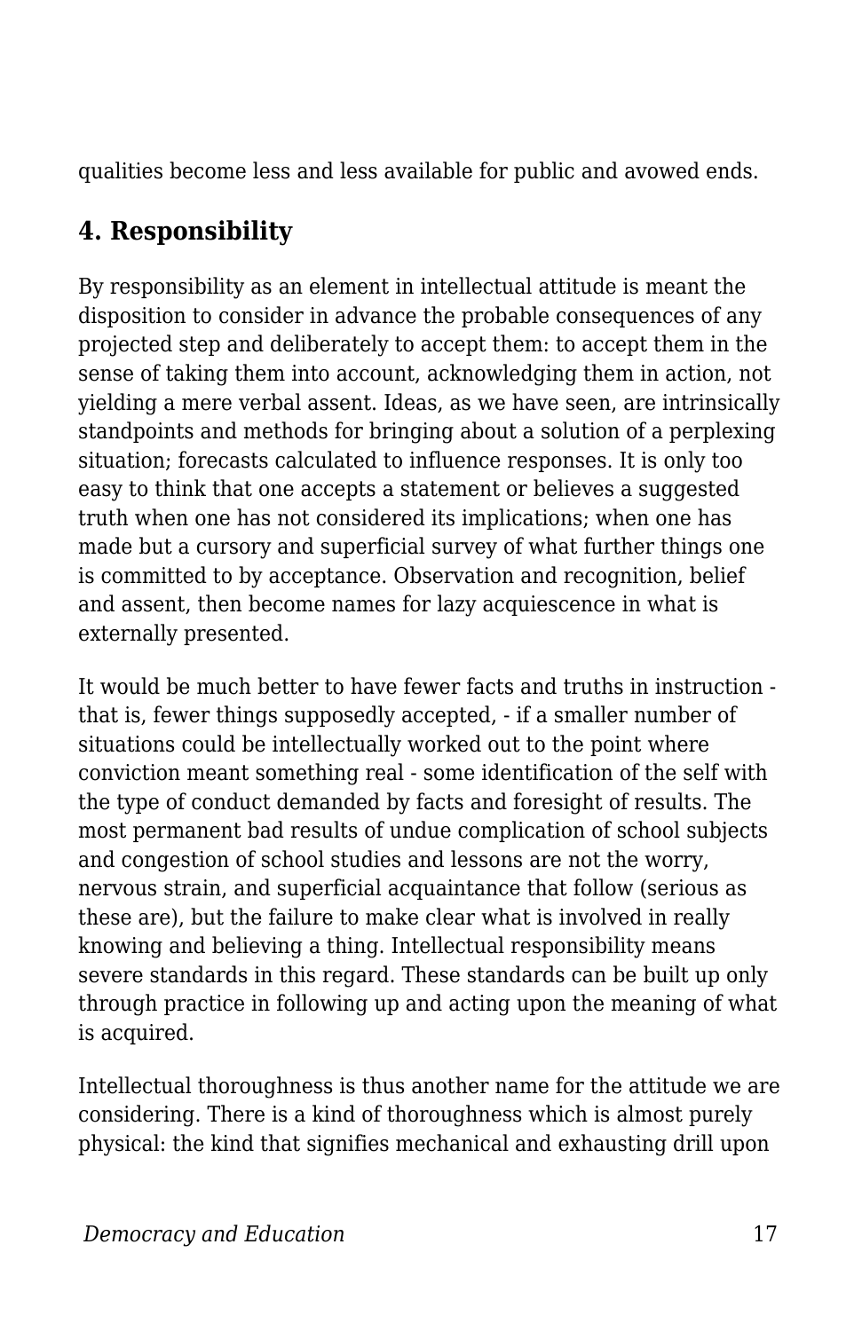qualities become less and less available for public and avowed ends.

## 4. Responsibility

By responsibility as an element in intellectual attitude is meant the disposition to consider in advance the probable consequences of any projected step and deliberately to accept them: to accept them in the sense of taking them into account, acknowledging them in action, not yielding a mere verbal assent. Ideas, as we have seen, are intrinsically standpoints and methods for bringing about a solution of a perplexing situation; forecasts calculated to influence responses. It is only too easy to think that one accepts a statement or believes a suggested truth when one has not considered its implications; when one has made but a cursory and superficial survey of what further things one is committed to by acceptance. Observation and recognition, belief and assent, then become names for lazy acquiescence in what is externally presented.

It would be much better to have fewer facts and truths in instruction - that is, fewer things supposedly accepted, - if a smaller number of situations could be intellectually worked out to the point where conviction meant something real - some identification of the self with the type of conduct demanded by facts and foresight of results. The most permanent bad results of undue complication of school subjects and congestion of school studies and lessons are not the worry, nervous strain, and superficial acquaintance that follow (serious as these are), but the failure to make clear what is involved in really knowing and believing a thing. Intellectual responsibility means severe standards in this regard. These standards can be built up only through practice in following up and acting upon the meaning of what is acquired.

Intellectual thoroughness is thus another name for the attitude we are considering. There is a kind of thoroughness which is almost purely physical: the kind that signifies mechanical and exhausting drill upon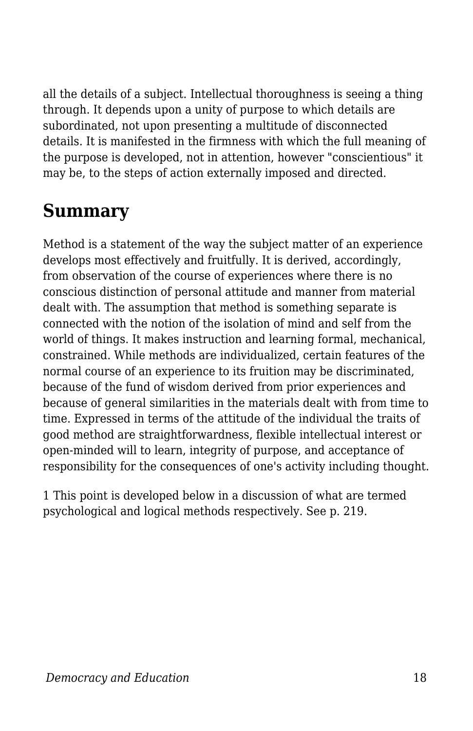all the details of a subject. Intellectual thoroughness is seeing a thing through. It depends upon a unity of purpose to which details are subordinated, not upon presenting a multitude of disconnected details. It is manifested in the firmness with which the full meaning of the purpose is developed, not in attention, however "conscientious" it may be, to the steps of action externally imposed and directed.

## Summary

Method is a statement of the way the subject matter of an experience develops most effectively and fruitfully. It is derived, accordingly, from observation of the course of experiences where there is no conscious distinction of personal attitude and manner from material dealt with. The assumption that method is something separate is connected with the notion of the isolation of mind and self from the world of things. It makes instruction and learning formal, mechanical, constrained. While methods are individualized, certain features of the normal course of an experience to its fruition may be discriminated, because of the fund of wisdom derived from prior experiences and because of general similarities in the materials dealt with from time to time. Expressed in terms of the attitude of the individual the traits of good method are straightforwardness, flexible intellectual interest or open-minded will to learn, integrity of purpose, and acceptance of responsibility for the consequences of one's activity including thought.

1 This point is developed below in a discussion of what are termed psychological and logical methods respectively. See p. 219.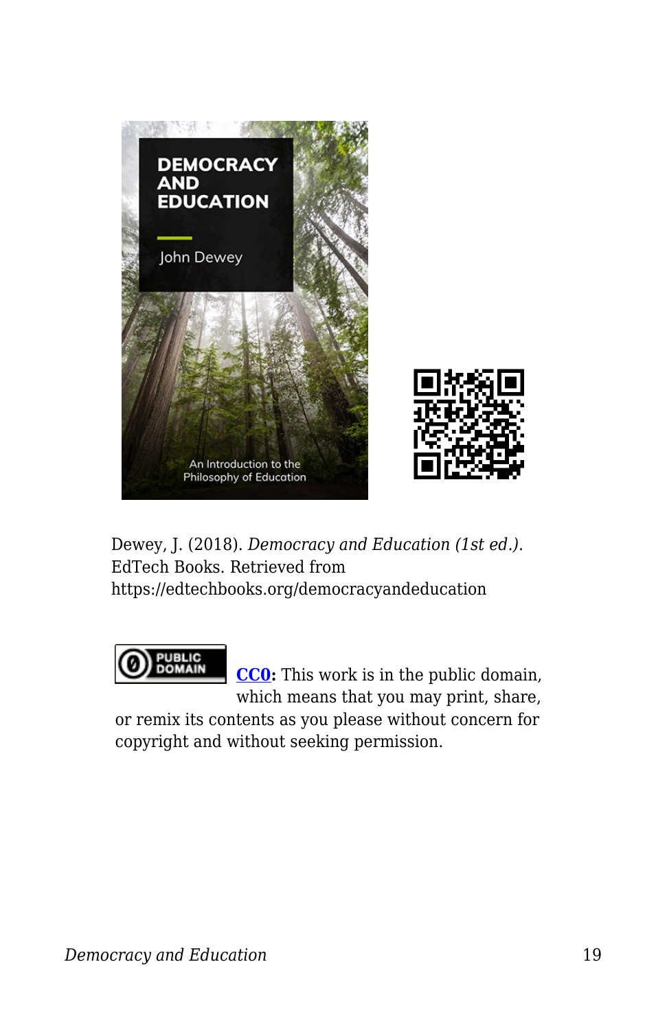Dewey, J. (2018). *Democracy and Education (1st ed.)*. EdTech Books. Retrieved from https://edtechbooks.org/democracyandeducation

**CC0:** This work is in the public domain, which means that you may print, share, or remix its contents as you please without concern for copyright and without seeking permission.